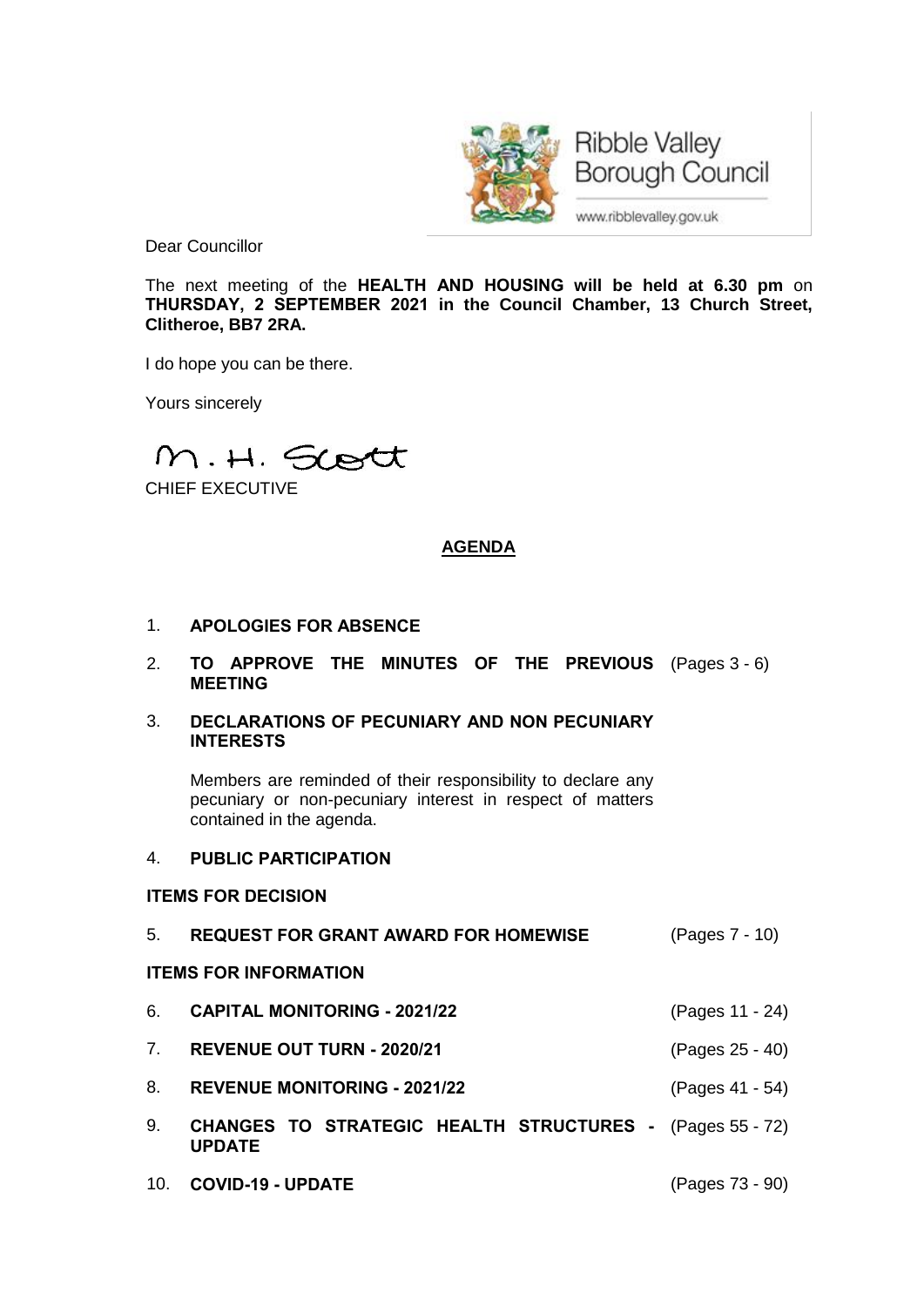Ribble Valley Borough Council

www.ribblevalley.gov.uk

Dear Councillor

The next meeting of the **HEALTH AND HOUSING will be held at 6.30 pm** on **THURSDAY, 2 SEPTEMBER 2021 in the Council Chamber, 13 Church Street, Clitheroe, BB7 2RA.**

I do hope you can be there.

Yours sincerely

M. H. Scott

CHIEF EXECUTIVE

## AGENDA

1. **APOLOGIES FOR ABSENCE**

2. **TO APPROVE THE MINUTES OF THE PREVIOUS MEETING** (Pages 3 - 6)

3. **DECLARATIONS OF PECUNIARY AND NON PECUNIARY INTERESTS**

   Members are reminded of their responsibility to declare any pecuniary or non-pecuniary interest in respect of matters contained in the agenda.

4. **PUBLIC PARTICIPATION**

**ITEMS FOR DECISION**

5. **REQUEST FOR GRANT AWARD FOR HOMEWISE** (Pages 7 - 10)

**ITEMS FOR INFORMATION**

6. **CAPITAL MONITORING - 2021/22** (Pages 11 - 24)

7. **REVENUE OUT TURN - 2020/21** (Pages 25 - 40)

8. **REVENUE MONITORING - 2021/22** (Pages 41 - 54)

9. **CHANGES TO STRATEGIC HEALTH STRUCTURES - UPDATE** (Pages 55 - 72)

10. **COVID-19 - UPDATE** (Pages 73 - 90)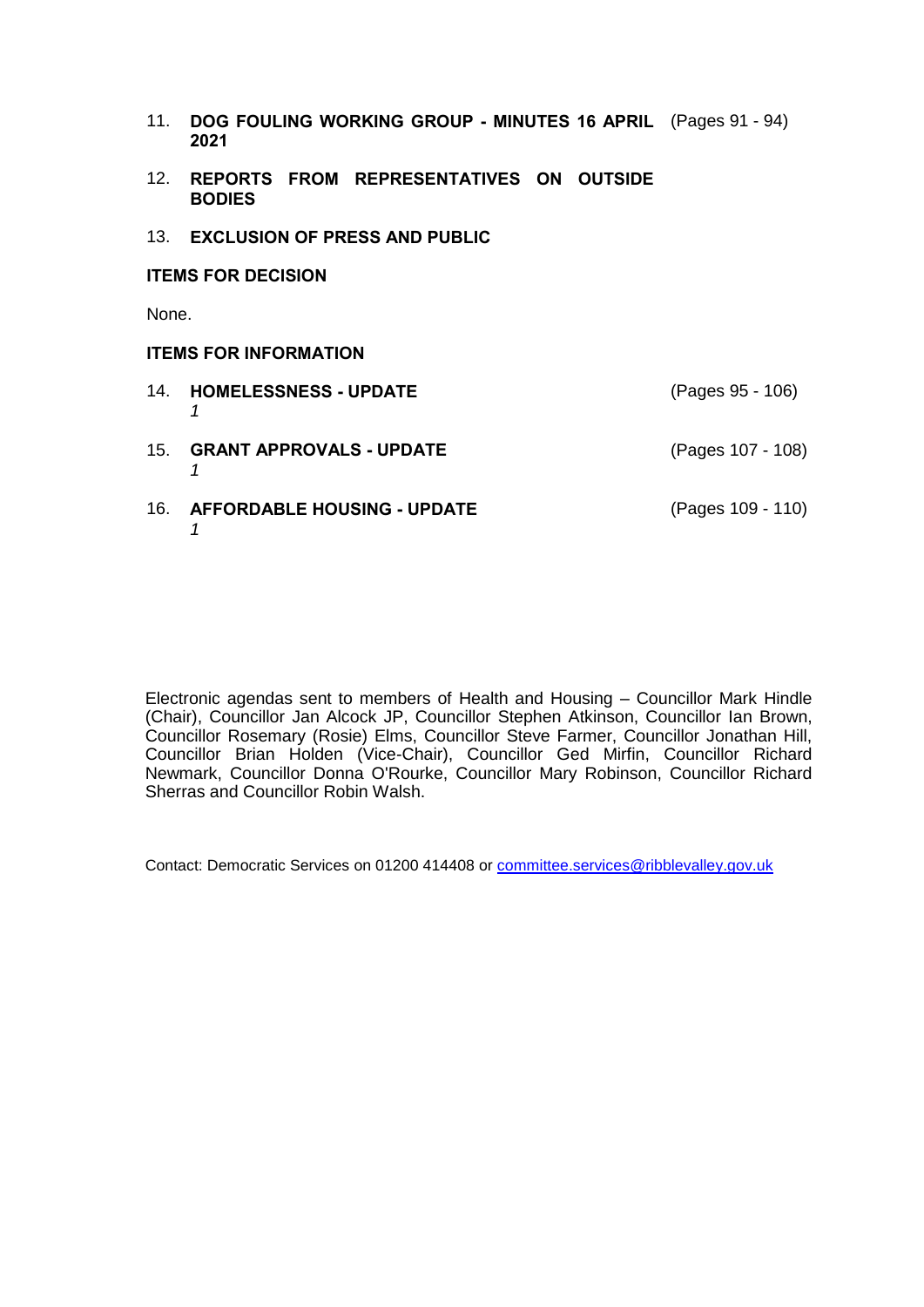11. **DOG FOULING WORKING GROUP - MINUTES 16 APRIL 2021** (Pages 91 - 94)

12. **REPORTS FROM REPRESENTATIVES ON OUTSIDE BODIES**

13. **EXCLUSION OF PRESS AND PUBLIC**

**ITEMS FOR DECISION**

None.

**ITEMS FOR INFORMATION**

14. **HOMELESSNESS - UPDATE** (Pages 95 - 106)
    *1*

15. **GRANT APPROVALS - UPDATE** (Pages 107 - 108)
    *1*

16. **AFFORDABLE HOUSING - UPDATE** (Pages 109 - 110)
    *1*

Electronic agendas sent to members of Health and Housing – Councillor Mark Hindle (Chair), Councillor Jan Alcock JP, Councillor Stephen Atkinson, Councillor Ian Brown, Councillor Rosemary (Rosie) Elms, Councillor Steve Farmer, Councillor Jonathan Hill, Councillor Brian Holden (Vice-Chair), Councillor Ged Mirfin, Councillor Richard Newmark, Councillor Donna O'Rourke, Councillor Mary Robinson, Councillor Richard Sherras and Councillor Robin Walsh.

Contact: Democratic Services on 01200 414408 or committee.services@ribblevalley.gov.uk